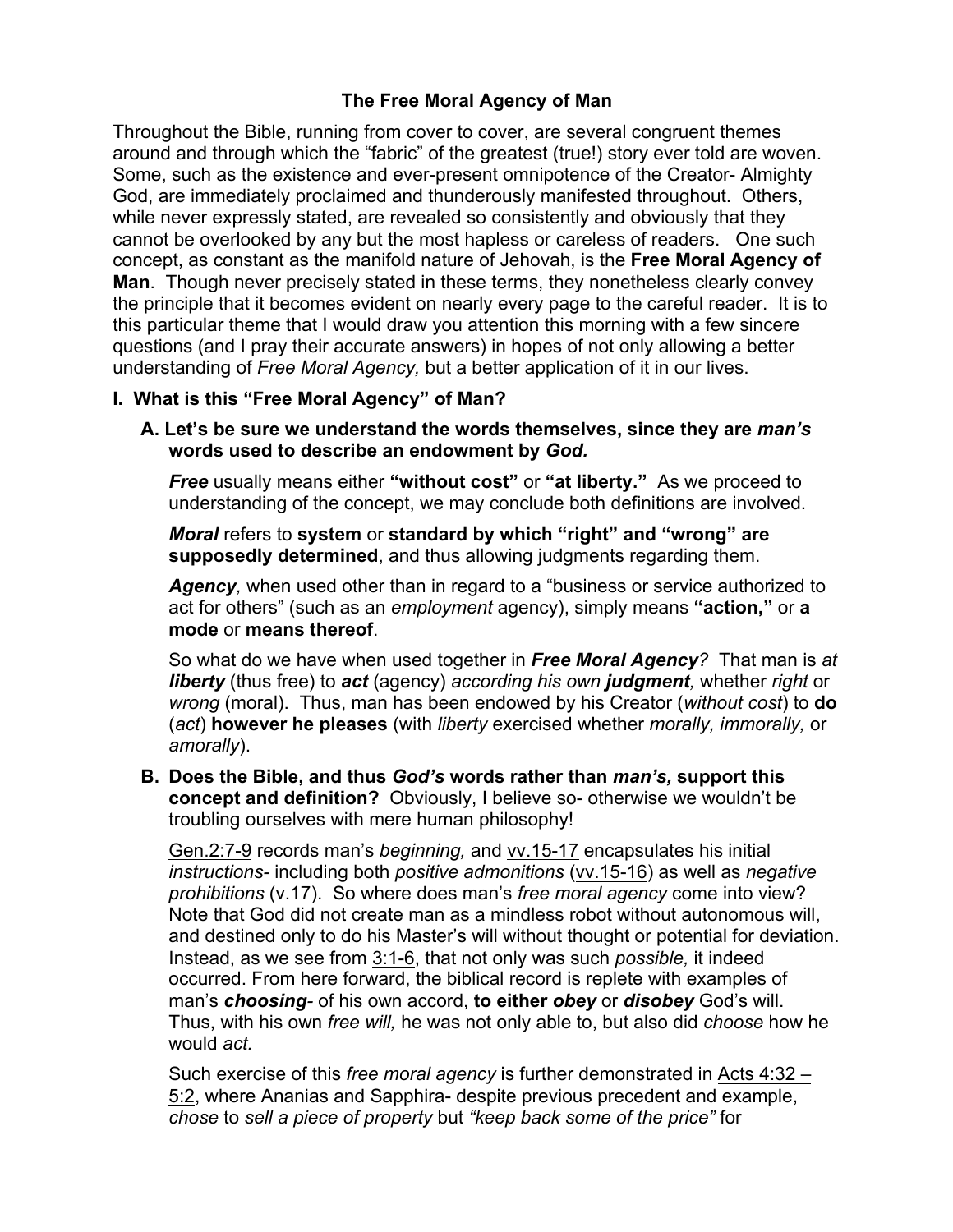# The Free Moral Agency of Man

Throughout the Bible, running from cover to cover, are several congruent themes around and through which the "fabric" of the greatest (true!) story ever told are woven. Some, such as the existence and ever-present omnipotence of the Creator- Almighty God, are immediately proclaimed and thunderously manifested throughout. Others, while never expressly stated, are revealed so consistently and obviously that they cannot be overlooked by any but the most hapless or careless of readers. One such concept, as constant as the manifold nature of Jehovah, is the **Free Moral Agency of Man**. Though never precisely stated in these terms, they nonetheless clearly convey the principle that it becomes evident on nearly every page to the careful reader. It is to this particular theme that I would draw you attention this morning with a few sincere questions (and I pray their accurate answers) in hopes of not only allowing a better understanding of *Free Moral Agency,* but a better application of it in our lives.

## I. What is this "Free Moral Agency" of Man?

### A. Let's be sure we understand the words themselves, since they are *man's* words used to describe an endowment by *God.*

***Free*** usually means either **"without cost"** or **"at liberty."** As we proceed to understanding of the concept, we may conclude both definitions are involved.

***Moral*** refers to **system** or **standard by which "right" and "wrong" are supposedly determined**, and thus allowing judgments regarding them.

***Agency,*** when used other than in regard to a "business or service authorized to act for others" (such as an *employment* agency), simply means **"action,"** or **a mode** or **means thereof**.

So what do we have when used together in ***Free Moral Agency****?* That man is *at **liberty*** (thus free) to ***act*** (agency) *according his own **judgment**,* whether *right* or *wrong* (moral). Thus, man has been endowed by his Creator (*without cost*) to **do** (*act*) **however he pleases** (with *liberty* exercised whether *morally, immorally,* or *amorally*).

### B. Does the Bible, and thus *God's* words rather than *man's,* support this concept and definition? 

Obviously, I believe so- otherwise we wouldn't be troubling ourselves with mere human philosophy!

Gen.2:7-9 records man's *beginning,* and vv.15-17 encapsulates his initial *instructions*- including both *positive admonitions* (vv.15-16) as well as *negative prohibitions* (v.17). So where does man's *free moral agency* come into view? Note that God did not create man as a mindless robot without autonomous will, and destined only to do his Master's will without thought or potential for deviation. Instead, as we see from 3:1-6, that not only was such *possible,* it indeed occurred. From here forward, the biblical record is replete with examples of man's ***choosing***- of his own accord, **to either *obey*** or ***disobey*** God's will. Thus, with his own *free will,* he was not only able to, but also did *choose* how he would *act.*

Such exercise of this *free moral agency* is further demonstrated in Acts 4:32 – 5:2, where Ananias and Sapphira- despite previous precedent and example, *chose* to *sell a piece of property* but *"keep back some of the price"* for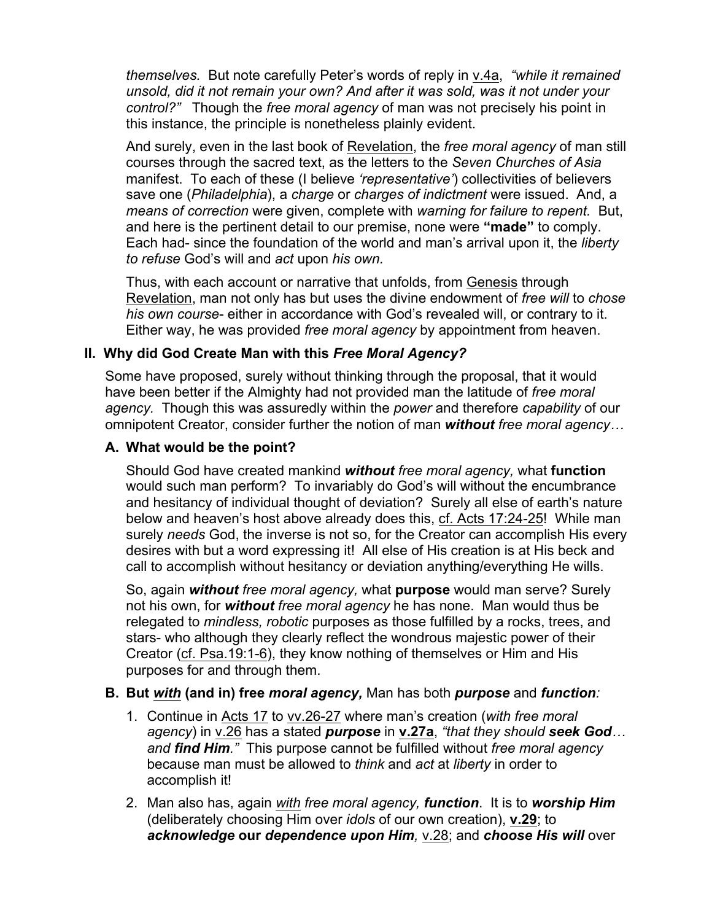*themselves.* But note carefully Peter's words of reply in v.4a, *"while it remained unsold, did it not remain your own? And after it was sold, was it not under your control?"* Though the *free moral agency* of man was not precisely his point in this instance, the principle is nonetheless plainly evident.

And surely, even in the last book of Revelation, the *free moral agency* of man still courses through the sacred text, as the letters to the *Seven Churches of Asia* manifest. To each of these (I believe *'representative'*) collectivities of believers save one (*Philadelphia*), a *charge* or *charges of indictment* were issued. And, a *means of correction* were given, complete with *warning for failure to repent.* But, and here is the pertinent detail to our premise, none were **"made"** to comply. Each had- since the foundation of the world and man's arrival upon it, the *liberty to refuse* God's will and *act* upon *his own.*

Thus, with each account or narrative that unfolds, from Genesis through Revelation, man not only has but uses the divine endowment of *free will* to *chose his own course*- either in accordance with God's revealed will, or contrary to it. Either way, he was provided *free moral agency* by appointment from heaven.

## II. Why did God Create Man with this *Free Moral Agency?*

Some have proposed, surely without thinking through the proposal, that it would have been better if the Almighty had not provided man the latitude of *free moral agency.* Though this was assuredly within the *power* and therefore *capability* of our omnipotent Creator, consider further the notion of man ***without*** *free moral agency…*

### A. What would be the point?

Should God have created mankind ***without*** *free moral agency,* what **function** would such man perform? To invariably do God's will without the encumbrance and hesitancy of individual thought of deviation? Surely all else of earth's nature below and heaven's host above already does this, cf. Acts 17:24-25! While man surely *needs* God, the inverse is not so, for the Creator can accomplish His every desires with but a word expressing it! All else of His creation is at His beck and call to accomplish without hesitancy or deviation anything/everything He wills.

So, again ***without*** *free moral agency,* what **purpose** would man serve? Surely not his own, for ***without*** *free moral agency* he has none. Man would thus be relegated to *mindless, robotic* purposes as those fulfilled by a rocks, trees, and stars- who although they clearly reflect the wondrous majestic power of their Creator (cf. Psa.19:1-6), they know nothing of themselves or Him and His purposes for and through them.

### B. But ***with*** (and in) free *moral agency,* Man has both ***purpose*** and ***function****:*

1. Continue in Acts 17 to vv.26-27 where man's creation (*with free moral agency*) in v.26 has a stated ***purpose*** in **v.27a**, *"that they should **seek God**… and **find Him**."* This purpose cannot be fulfilled without *free moral agency* because man must be allowed to *think* and *act* at *liberty* in order to accomplish it!
2. Man also has, again *with free moral agency,* ***function***. It is to ***worship Him*** (deliberately choosing Him over *idols* of our own creation), **v.29**; to ***acknowledge* our *dependence upon Him****,* v.28; and ***choose His will*** over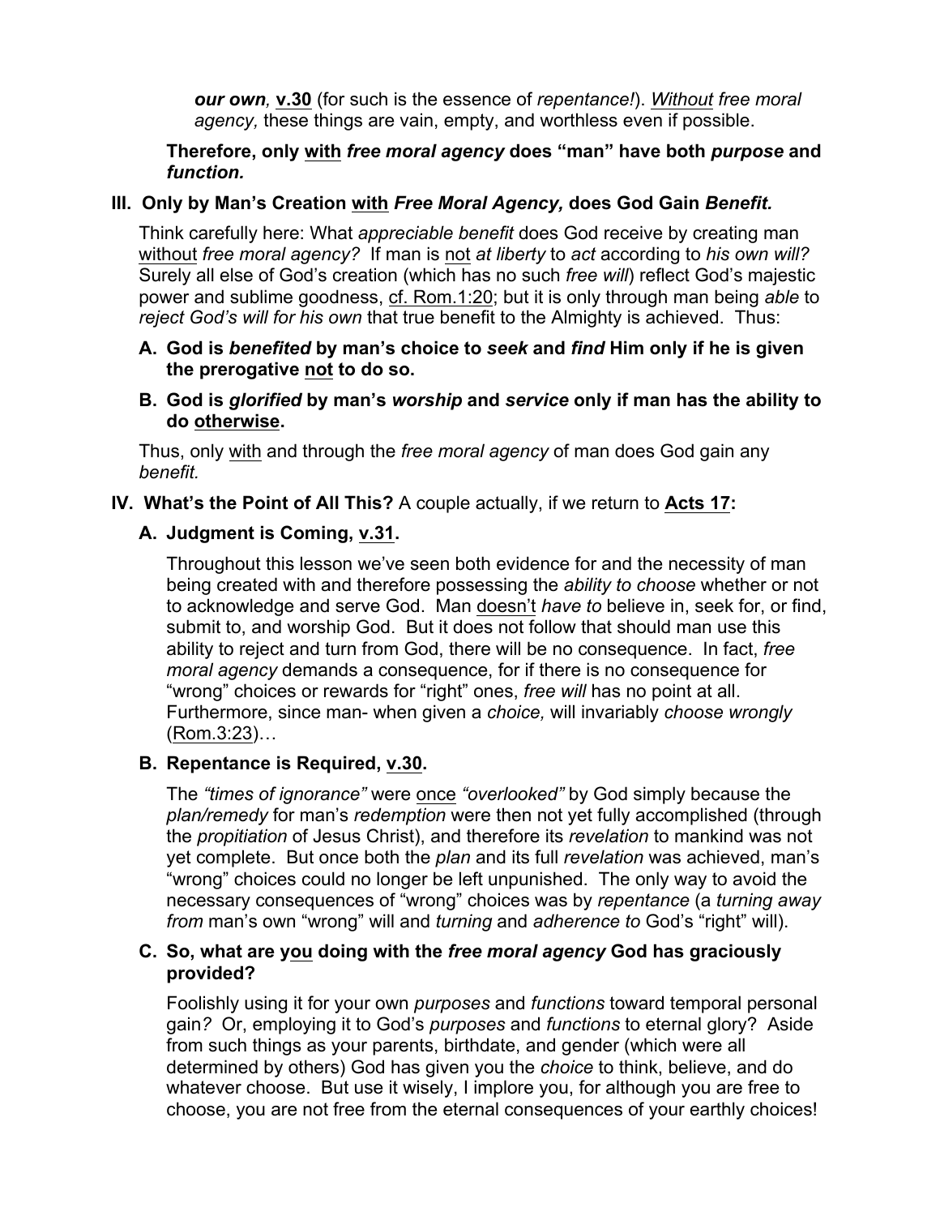***our own*, v.30** (for such is the essence of *repentance!*). Without *free moral agency,* these things are vain, empty, and worthless even if possible.

**Therefore, only with *free moral agency* does "man" have both *purpose* and *function.***

## III. Only by Man's Creation with *Free Moral Agency,* does God Gain *Benefit.*

Think carefully here: What *appreciable benefit* does God receive by creating man without *free moral agency?* If man is not *at liberty* to *act* according to *his own will?* Surely all else of God's creation (which has no such *free will*) reflect God's majestic power and sublime goodness, cf. Rom.1:20; but it is only through man being *able* to *reject God's will for his own* that true benefit to the Almighty is achieved. Thus:

**A. God is *benefited* by man's choice to *seek* and *find* Him only if he is given the prerogative not to do so.**

**B. God is *glorified* by man's *worship* and *service* only if man has the ability to do otherwise.**

Thus, only with and through the *free moral agency* of man does God gain any *benefit.*

## IV. What's the Point of All This? A couple actually, if we return to Acts 17:

### A. Judgment is Coming, v.31.

Throughout this lesson we've seen both evidence for and the necessity of man being created with and therefore possessing the *ability to choose* whether or not to acknowledge and serve God. Man doesn't *have to* believe in, seek for, or find, submit to, and worship God. But it does not follow that should man use this ability to reject and turn from God, there will be no consequence. In fact, *free moral agency* demands a consequence, for if there is no consequence for "wrong" choices or rewards for "right" ones, *free will* has no point at all. Furthermore, since man- when given a *choice,* will invariably *choose wrongly* (Rom.3:23)…

### B. Repentance is Required, v.30.

The *"times of ignorance"* were once *"overlooked"* by God simply because the *plan/remedy* for man's *redemption* were then not yet fully accomplished (through the *propitiation* of Jesus Christ), and therefore its *revelation* to mankind was not yet complete. But once both the *plan* and its full *revelation* was achieved, man's "wrong" choices could no longer be left unpunished. The only way to avoid the necessary consequences of "wrong" choices was by *repentance* (a *turning away from* man's own "wrong" will and *turning* and *adherence to* God's "right" will).

### C. So, what are you doing with the *free moral agency* God has graciously provided?

Foolishly using it for your own *purposes* and *functions* toward temporal personal gain*?* Or, employing it to God's *purposes* and *functions* to eternal glory? Aside from such things as your parents, birthdate, and gender (which were all determined by others) God has given you the *choice* to think, believe, and do whatever choose. But use it wisely, I implore you, for although you are free to choose, you are not free from the eternal consequences of your earthly choices!